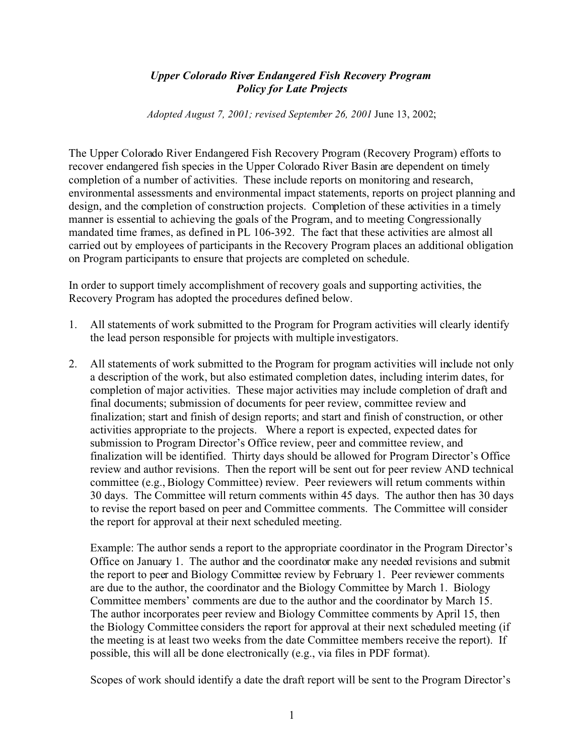***Upper Colorado River Endangered Fish Recovery Program***
***Policy for Late Projects***

*Adopted August 7, 2001; revised September 26, 2001* June 13, 2002;

The Upper Colorado River Endangered Fish Recovery Program (Recovery Program) efforts to recover endangered fish species in the Upper Colorado River Basin are dependent on timely completion of a number of activities. These include reports on monitoring and research, environmental assessments and environmental impact statements, reports on project planning and design, and the completion of construction projects. Completion of these activities in a timely manner is essential to achieving the goals of the Program, and to meeting Congressionally mandated time frames, as defined in PL 106-392. The fact that these activities are almost all carried out by employees of participants in the Recovery Program places an additional obligation on Program participants to ensure that projects are completed on schedule.

In order to support timely accomplishment of recovery goals and supporting activities, the Recovery Program has adopted the procedures defined below.

1. All statements of work submitted to the Program for Program activities will clearly identify the lead person responsible for projects with multiple investigators.

2. All statements of work submitted to the Program for program activities will include not only a description of the work, but also estimated completion dates, including interim dates, for completion of major activities. These major activities may include completion of draft and final documents; submission of documents for peer review, committee review and finalization; start and finish of design reports; and start and finish of construction, or other activities appropriate to the projects. Where a report is expected, expected dates for submission to Program Director's Office review, peer and committee review, and finalization will be identified. Thirty days should be allowed for Program Director's Office review and author revisions. Then the report will be sent out for peer review AND technical committee (e.g., Biology Committee) review. Peer reviewers will return comments within 30 days. The Committee will return comments within 45 days. The author then has 30 days to revise the report based on peer and Committee comments. The Committee will consider the report for approval at their next scheduled meeting.

   Example: The author sends a report to the appropriate coordinator in the Program Director's Office on January 1. The author and the coordinator make any needed revisions and submit the report to peer and Biology Committee review by February 1. Peer reviewer comments are due to the author, the coordinator and the Biology Committee by March 1. Biology Committee members' comments are due to the author and the coordinator by March 15. The author incorporates peer review and Biology Committee comments by April 15, then the Biology Committee considers the report for approval at their next scheduled meeting (if the meeting is at least two weeks from the date Committee members receive the report). If possible, this will all be done electronically (e.g., via files in PDF format).

   Scopes of work should identify a date the draft report will be sent to the Program Director's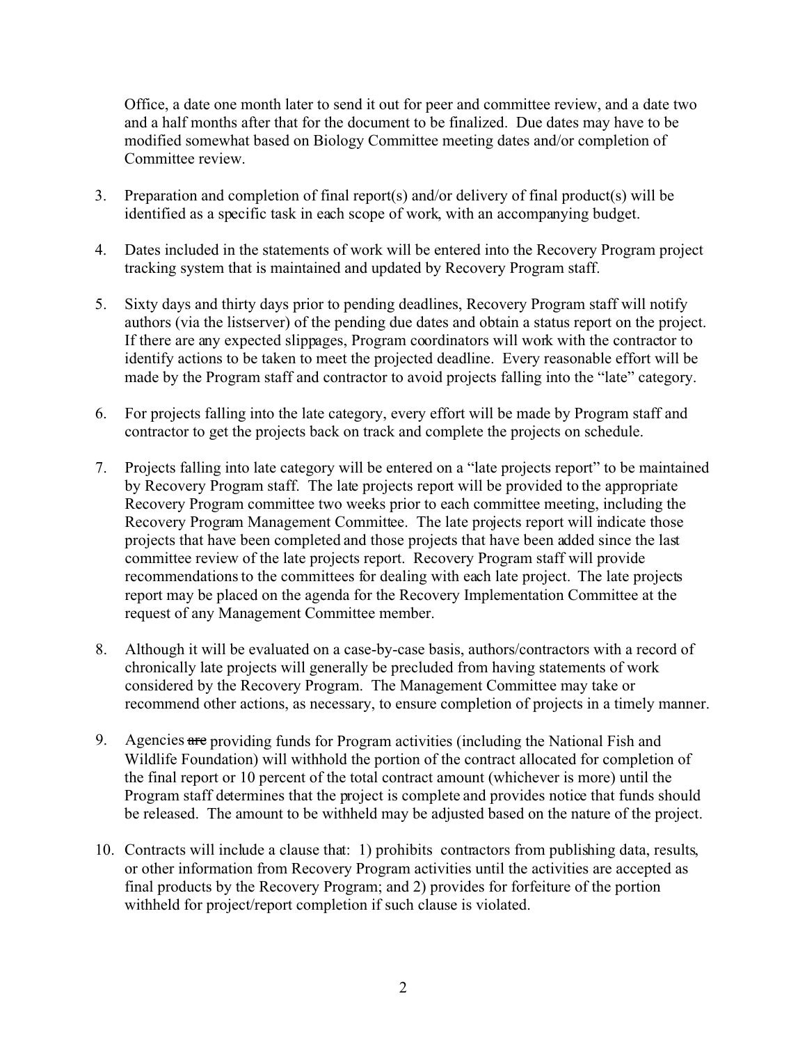Office, a date one month later to send it out for peer and committee review, and a date two and a half months after that for the document to be finalized. Due dates may have to be modified somewhat based on Biology Committee meeting dates and/or completion of Committee review.

3. Preparation and completion of final report(s) and/or delivery of final product(s) will be identified as a specific task in each scope of work, with an accompanying budget.

4. Dates included in the statements of work will be entered into the Recovery Program project tracking system that is maintained and updated by Recovery Program staff.

5. Sixty days and thirty days prior to pending deadlines, Recovery Program staff will notify authors (via the listserver) of the pending due dates and obtain a status report on the project. If there are any expected slippages, Program coordinators will work with the contractor to identify actions to be taken to meet the projected deadline. Every reasonable effort will be made by the Program staff and contractor to avoid projects falling into the "late" category.

6. For projects falling into the late category, every effort will be made by Program staff and contractor to get the projects back on track and complete the projects on schedule.

7. Projects falling into late category will be entered on a "late projects report" to be maintained by Recovery Program staff. The late projects report will be provided to the appropriate Recovery Program committee two weeks prior to each committee meeting, including the Recovery Program Management Committee. The late projects report will indicate those projects that have been completed and those projects that have been added since the last committee review of the late projects report. Recovery Program staff will provide recommendations to the committees for dealing with each late project. The late projects report may be placed on the agenda for the Recovery Implementation Committee at the request of any Management Committee member.

8. Although it will be evaluated on a case-by-case basis, authors/contractors with a record of chronically late projects will generally be precluded from having statements of work considered by the Recovery Program. The Management Committee may take or recommend other actions, as necessary, to ensure completion of projects in a timely manner.

9. Agencies ~~are~~ providing funds for Program activities (including the National Fish and Wildlife Foundation) will withhold the portion of the contract allocated for completion of the final report or 10 percent of the total contract amount (whichever is more) until the Program staff determines that the project is complete and provides notice that funds should be released. The amount to be withheld may be adjusted based on the nature of the project.

10. Contracts will include a clause that: 1) prohibits contractors from publishing data, results, or other information from Recovery Program activities until the activities are accepted as final products by the Recovery Program; and 2) provides for forfeiture of the portion withheld for project/report completion if such clause is violated.